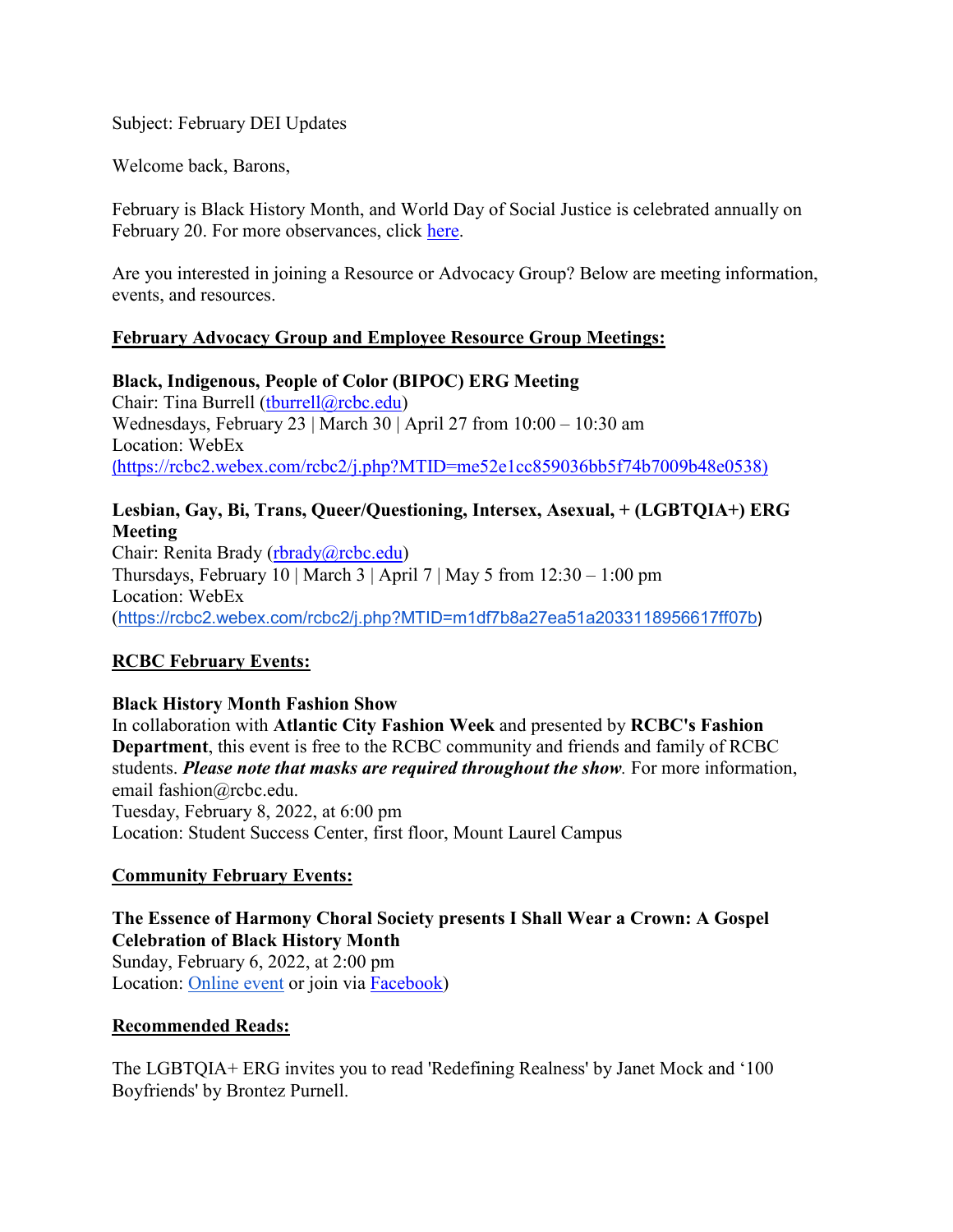Subject: February DEI Updates

Welcome back, Barons,

February is Black History Month, and World Day of Social Justice is celebrated annually on February 20. For more observances, click here.

Are you interested in joining a Resource or Advocacy Group? Below are meeting information, events, and resources.

**February Advocacy Group and Employee Resource Group Meetings:**

**Black, Indigenous, People of Color (BIPOC) ERG Meeting**
Chair: Tina Burrell (tburrell@rcbc.edu)
Wednesdays, February 23 | March 30 | April 27 from 10:00 – 10:30 am
Location: WebEx
(https://rcbc2.webex.com/rcbc2/j.php?MTID=me52e1cc859036bb5f74b7009b48e0538)

**Lesbian, Gay, Bi, Trans, Queer/Questioning, Intersex, Asexual, + (LGBTQIA+) ERG Meeting**
Chair: Renita Brady (rbrady@rcbc.edu)
Thursdays, February 10 | March 3 | April 7 | May 5 from 12:30 – 1:00 pm
Location: WebEx
(https://rcbc2.webex.com/rcbc2/j.php?MTID=m1df7b8a27ea51a2033118956617ff07b)

**RCBC February Events:**

**Black History Month Fashion Show**
In collaboration with **Atlantic City Fashion Week** and presented by **RCBC's Fashion Department**, this event is free to the RCBC community and friends and family of RCBC students. ***Please note that masks are required throughout the show***. For more information, email fashion@rcbc.edu.
Tuesday, February 8, 2022, at 6:00 pm
Location: Student Success Center, first floor, Mount Laurel Campus

**Community February Events:**

**The Essence of Harmony Choral Society presents I Shall Wear a Crown: A Gospel Celebration of Black History Month**
Sunday, February 6, 2022, at 2:00 pm
Location: Online event or join via Facebook)

**Recommended Reads:**

The LGBTQIA+ ERG invites you to read 'Redefining Realness' by Janet Mock and '100 Boyfriends' by Brontez Purnell.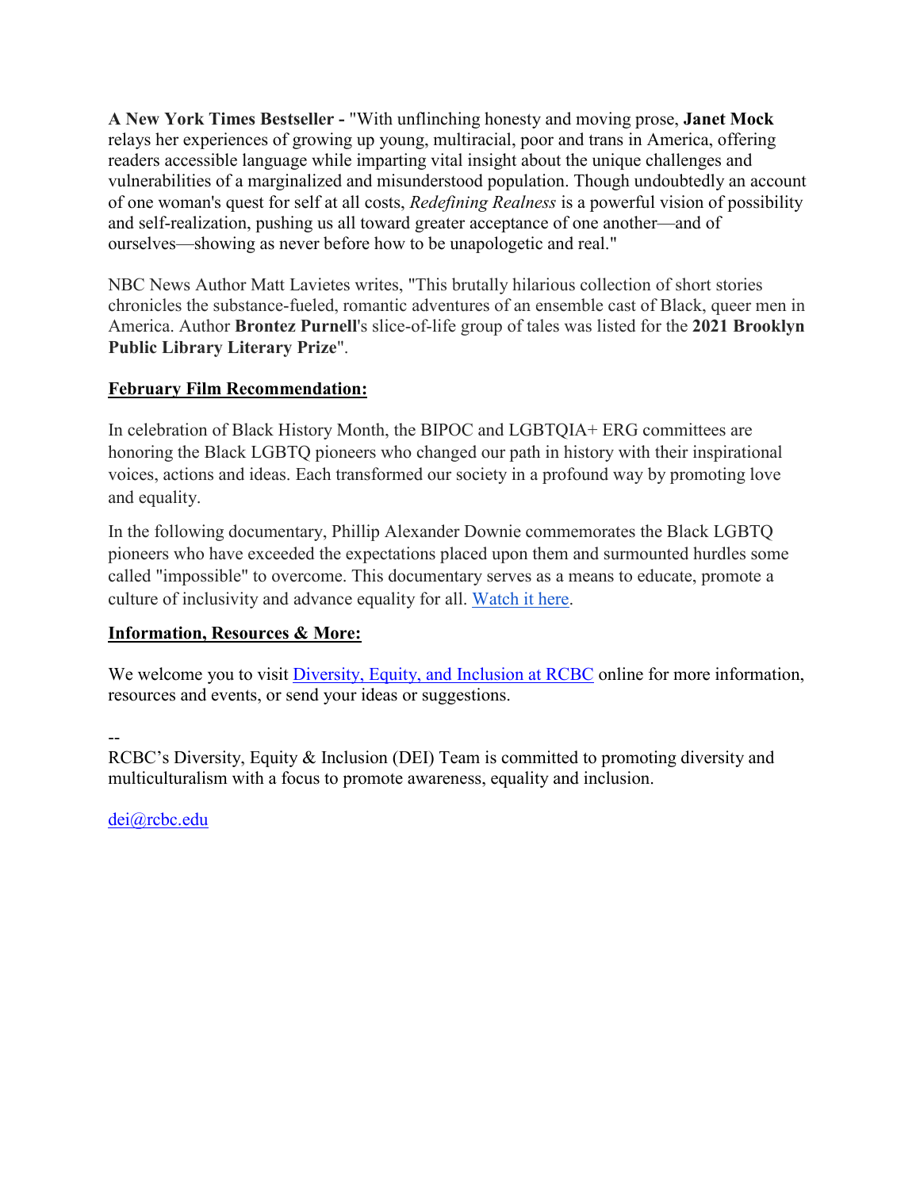**A New York Times Bestseller -** "With unflinching honesty and moving prose, **Janet Mock** relays her experiences of growing up young, multiracial, poor and trans in America, offering readers accessible language while imparting vital insight about the unique challenges and vulnerabilities of a marginalized and misunderstood population. Though undoubtedly an account of one woman's quest for self at all costs, *Redefining Realness* is a powerful vision of possibility and self-realization, pushing us all toward greater acceptance of one another—and of ourselves—showing as never before how to be unapologetic and real."

NBC News Author Matt Lavietes writes, "This brutally hilarious collection of short stories chronicles the substance-fueled, romantic adventures of an ensemble cast of Black, queer men in America. Author **Brontez Purnell**'s slice-of-life group of tales was listed for the **2021 Brooklyn Public Library Literary Prize**".

**February Film Recommendation:**

In celebration of Black History Month, the BIPOC and LGBTQIA+ ERG committees are honoring the Black LGBTQ pioneers who changed our path in history with their inspirational voices, actions and ideas. Each transformed our society in a profound way by promoting love and equality.

In the following documentary, Phillip Alexander Downie commemorates the Black LGBTQ pioneers who have exceeded the expectations placed upon them and surmounted hurdles some called "impossible" to overcome. This documentary serves as a means to educate, promote a culture of inclusivity and advance equality for all. Watch it here.

**Information, Resources & More:**

We welcome you to visit Diversity, Equity, and Inclusion at RCBC online for more information, resources and events, or send your ideas or suggestions.

--
RCBC's Diversity, Equity & Inclusion (DEI) Team is committed to promoting diversity and multiculturalism with a focus to promote awareness, equality and inclusion.

dei@rcbc.edu